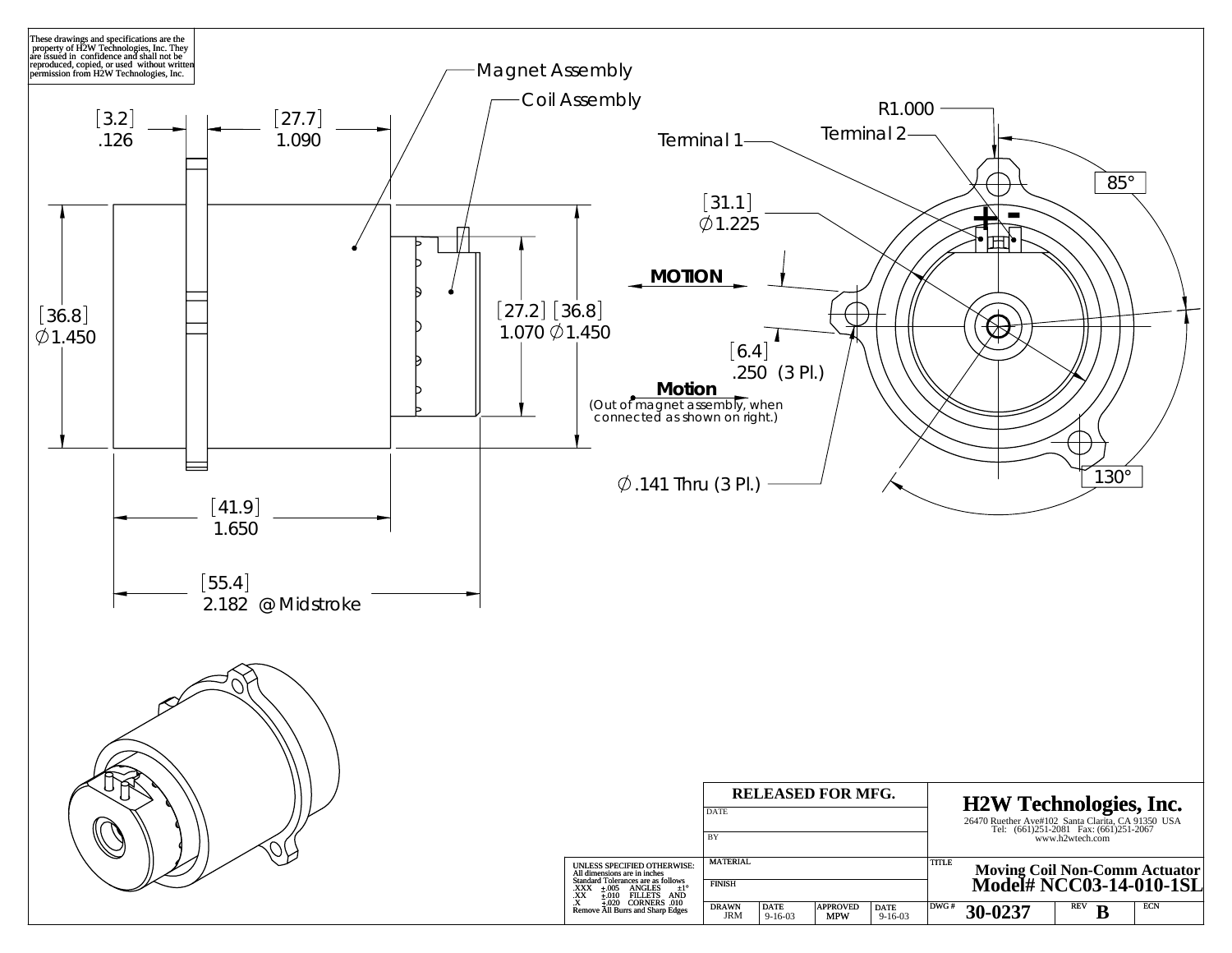These drawings and specifications are the property of H2W Technologies, Inc. They are issued in confidence and shall not be reproduced, copied, or used without written permission from H2W Technologies, Inc.

Magnet Assembly

Coil Assembly

[3.2]
.126

[27.7]
1.090

[36.8]
∅1.450

[27.2]
1.070

[36.8]
∅1.450

[41.9]
1.650

[55.4]
2.182 @ Midstroke

MOTION

Motion
(Out of magnet assembly, when connected as shown on right.)

Terminal 1

Terminal 2

R1.000

85°

[31.1]
∅1.225

[6.4]
.250 (3 Pl.)

∅.141 Thru (3 Pl.)

130°

+ -

| RELEASED FOR MFG. | | | |
|---|---|---|---|
| DATE | | | |
| BY | | | |
| MATERIAL | | | |
| FINISH | | | |
| DRAWN JRM | DATE 9-16-03 | APPROVED MPW | DATE 9-16-03 |

UNLESS SPECIFIED OTHERWISE:
All dimensions are in inches
Standard Tolerances are as follows
.XXX ±.005 ANGLES ±1°
.XX ±.010 FILLETS AND
.X ±.020 CORNERS .010
Remove All Burrs and Sharp Edges

**H2W Technologies, Inc.**
26470 Ruether Ave#102 Santa Clarita, CA 91350 USA
Tel: (661)251-2081 Fax: (661)251-2067
www.h2wtech.com

TITLE
**Moving Coil Non-Comm Actuator**
**Model# NCC03-14-010-1SL**

| DWG # | REV | ECN |
|---|---|---|
| 30-0237 | B | |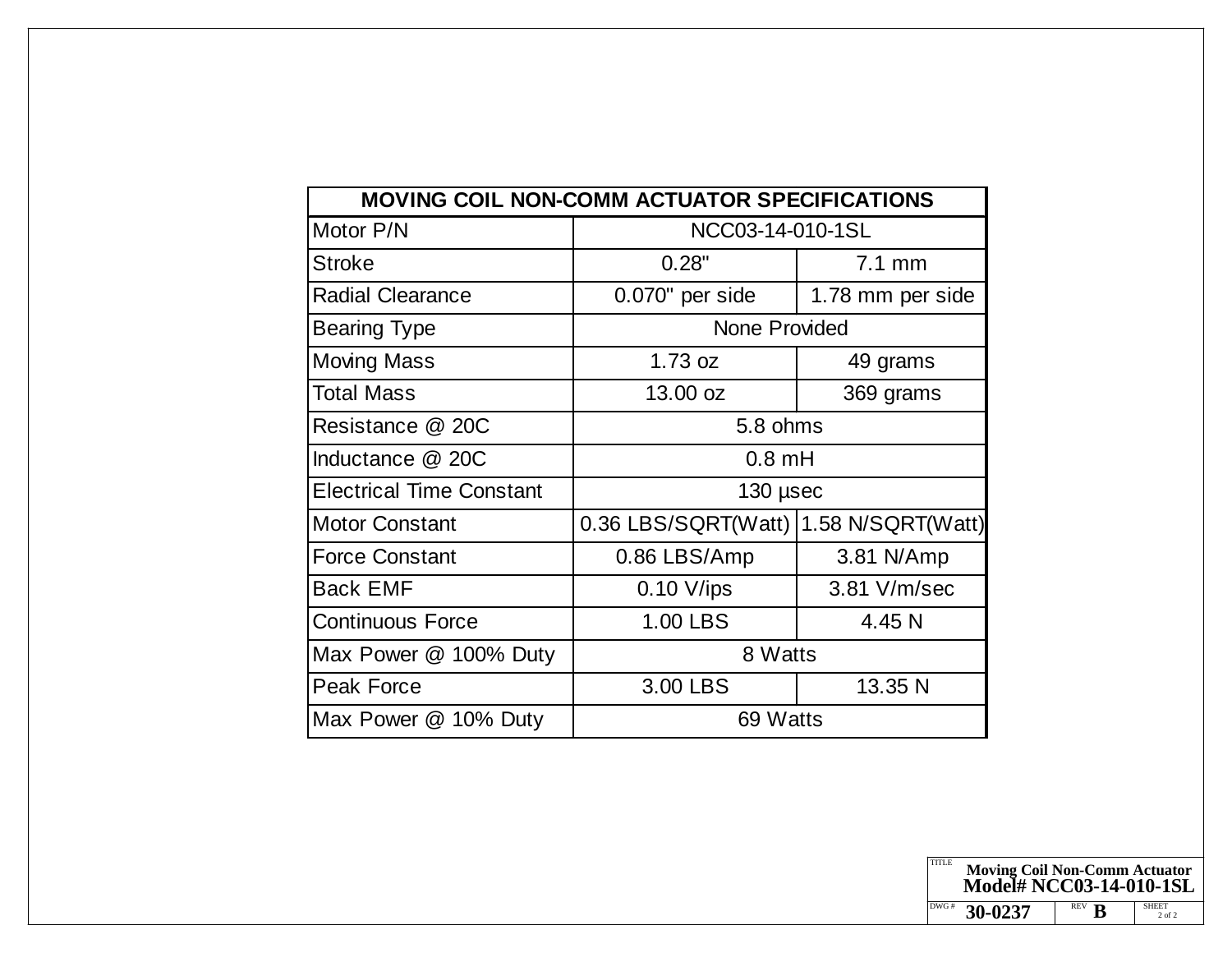| MOVING COIL NON-COMM ACTUATOR SPECIFICATIONS | | |
|---|---|---|
| Motor P/N | NCC03-14-010-1SL | |
| Stroke | 0.28" | 7.1 mm |
| Radial Clearance | 0.070" per side | 1.78 mm per side |
| Bearing Type | None Provided | |
| Moving Mass | 1.73 oz | 49 grams |
| Total Mass | 13.00 oz | 369 grams |
| Resistance @ 20C | 5.8 ohms | |
| Inductance @ 20C | 0.8 mH | |
| Electrical Time Constant | 130 µsec | |
| Motor Constant | 0.36 LBS/SQRT(Watt) | 1.58 N/SQRT(Watt) |
| Force Constant | 0.86 LBS/Amp | 3.81 N/Amp |
| Back EMF | 0.10 V/ips | 3.81 V/m/sec |
| Continuous Force | 1.00 LBS | 4.45 N |
| Max Power @ 100% Duty | 8 Watts | |
| Peak Force | 3.00 LBS | 13.35 N |
| Max Power @ 10% Duty | 69 Watts | |

TITLE **Moving Coil Non-Comm Actuator**
**Model# NCC03-14-010-1SL**

DWG # **30-0237** REV **B** SHEET 2 of 2